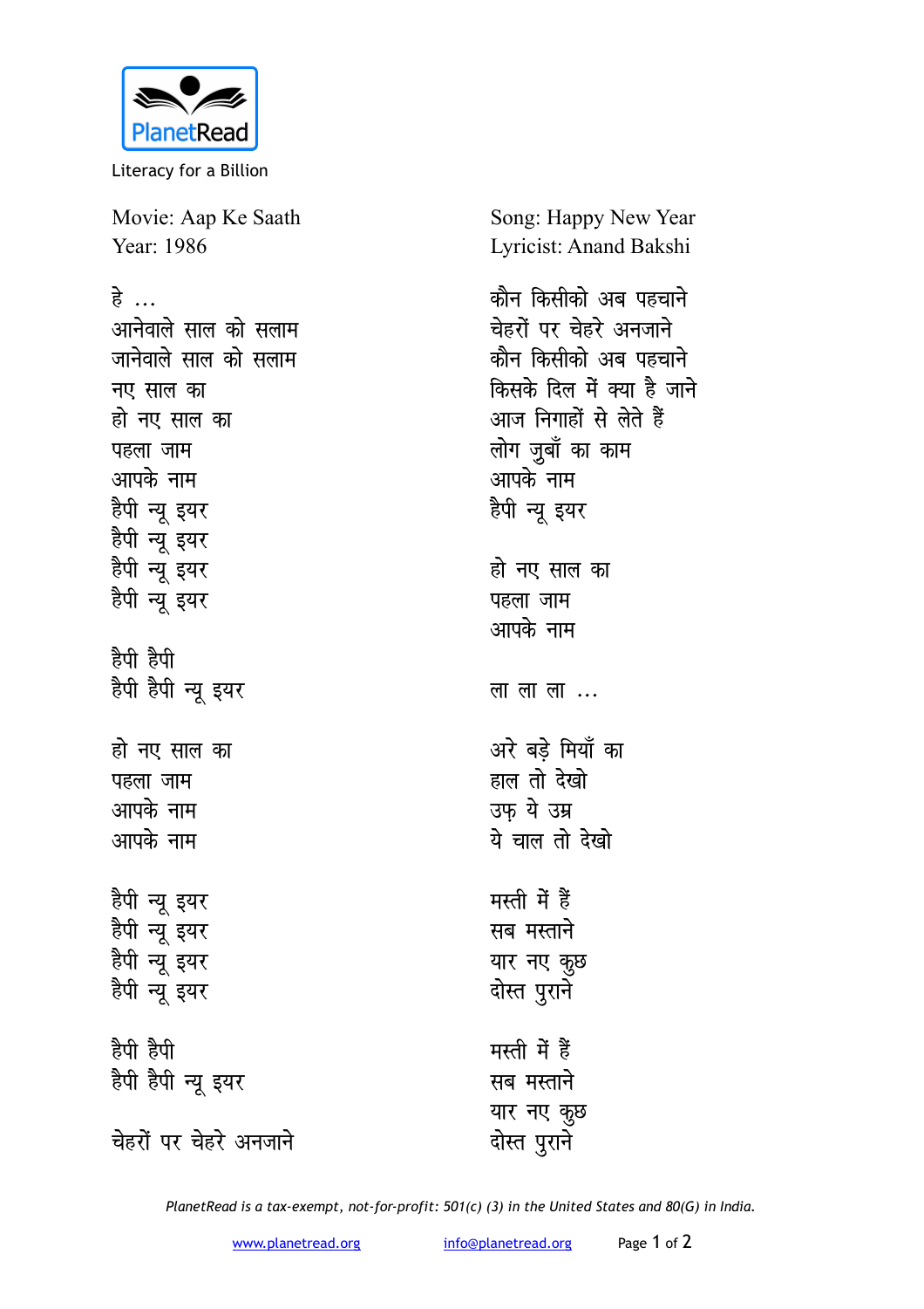PlanetRead

Literacy for a Billion

Movie: Aap Ke Saath
Year: 1986

Song: Happy New Year
Lyricist: Anand Bakshi

हे ...
आनेवाले साल को सलाम
जानेवाले साल को सलाम
नए साल का
हो नए साल का
पहला जाम
आपके नाम
हैपी न्यू इयर
हैपी न्यू इयर
हैपी न्यू इयर
हैपी न्यू इयर

हैपी हैपी
हैपी हैपी न्यू इयर

हो नए साल का
पहला जाम
आपके नाम
आपके नाम

हैपी न्यू इयर
हैपी न्यू इयर
हैपी न्यू इयर
हैपी न्यू इयर

हैपी हैपी
हैपी हैपी न्यू इयर

चेहरों पर चेहरे अनजाने

कौन किसीको अब पहचाने
चेहरों पर चेहरे अनजाने
कौन किसीको अब पहचाने
किसके दिल में क्या है जाने
आज निगाहों से लेते हैं
लोग ज़ुबाँ का काम
आपके नाम
हैपी न्यू इयर

हो नए साल का
पहला जाम
आपके नाम

ला ला ला ...

अरे बड़े मियाँ का
हाल तो देखो
उफ़ ये उम्र
ये चाल तो देखो

मस्ती में हैं
सब मस्ताने
यार नए कुछ
दोस्त पुराने

मस्ती में हैं
सब मस्ताने
यार नए कुछ
दोस्त पुराने

*PlanetRead is a tax-exempt, not-for-profit: 501(c) (3) in the United States and 80(G) in India.*

www.planetread.org info@planetread.org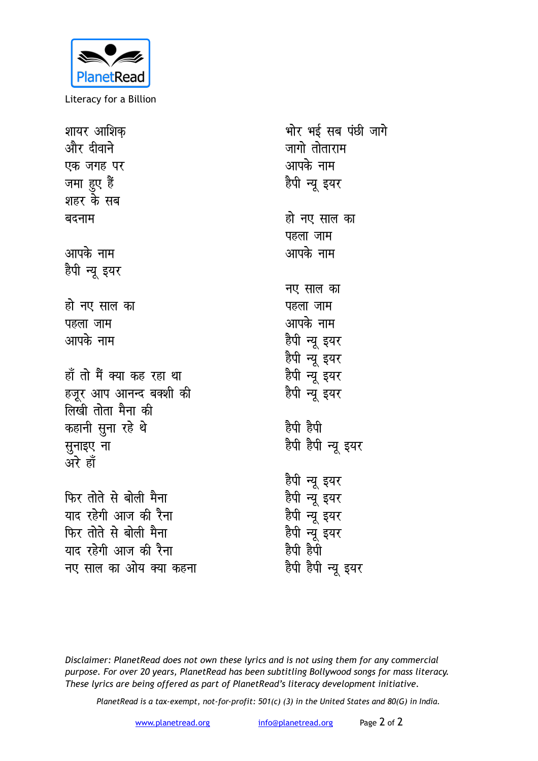शायर आशिक़
और दीवाने
एक जगह पर
जमा हुए हैं
शहर के सब
बदनाम

आपके नाम
हैपी न्यू इयर

हो नए साल का
पहला जाम
आपके नाम

हाँ तो मैं क्या कह रहा था
हज़ूर आप आनन्द बक्शी की
लिखी तोता मैना की
कहानी सुना रहे थे
सुनाइए ना
अरे हाँ

फिर तोते से बोली मैना
याद रहेगी आज की रैना
फिर तोते से बोली मैना
याद रहेगी आज की रैना
नए साल का ओय क्या कहना

भोर भई सब पंछी जागे
जागो तोताराम
आपके नाम
हैपी न्यू इयर

हो नए साल का
पहला जाम
आपके नाम

नए साल का
पहला जाम
आपके नाम
हैपी न्यू इयर
हैपी न्यू इयर
हैपी न्यू इयर
हैपी न्यू इयर

हैपी हैपी
हैपी हैपी न्यू इयर

हैपी न्यू इयर
हैपी न्यू इयर
हैपी न्यू इयर
हैपी न्यू इयर
हैपी हैपी
हैपी हैपी न्यू इयर

*Disclaimer: PlanetRead does not own these lyrics and is not using them for any commercial purpose. For over 20 years, PlanetRead has been subtitling Bollywood songs for mass literacy. These lyrics are being offered as part of PlanetRead's literacy development initiative.*

*PlanetRead is a tax-exempt, not-for-profit: 501(c) (3) in the United States and 80(G) in India.*

www.planetread.org    info@planetread.org